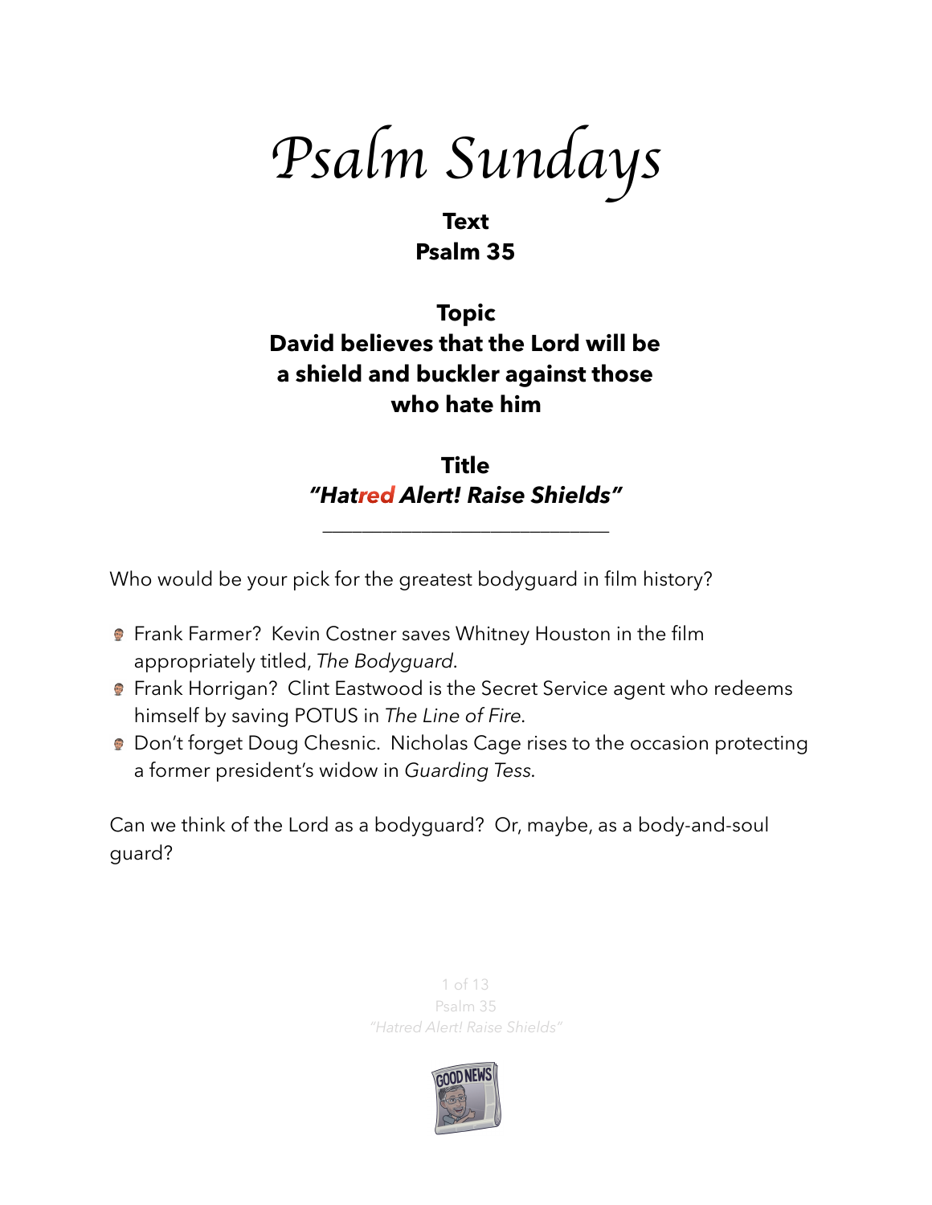# *Psalm Sundays*

**Text**
**Psalm 35**

**Topic**
**David believes that the Lord will be a shield and buckler against those who hate him**

**Title**
***"Hatred Alert! Raise Shields"***

---

Who would be your pick for the greatest bodyguard in film history?

- Frank Farmer? Kevin Costner saves Whitney Houston in the film appropriately titled, *The Bodyguard*.
- Frank Horrigan? Clint Eastwood is the Secret Service agent who redeems himself by saving POTUS in *The Line of Fire*.
- Don't forget Doug Chesnic. Nicholas Cage rises to the occasion protecting a former president's widow in *Guarding Tess*.

Can we think of the Lord as a bodyguard? Or, maybe, as a body-and-soul guard?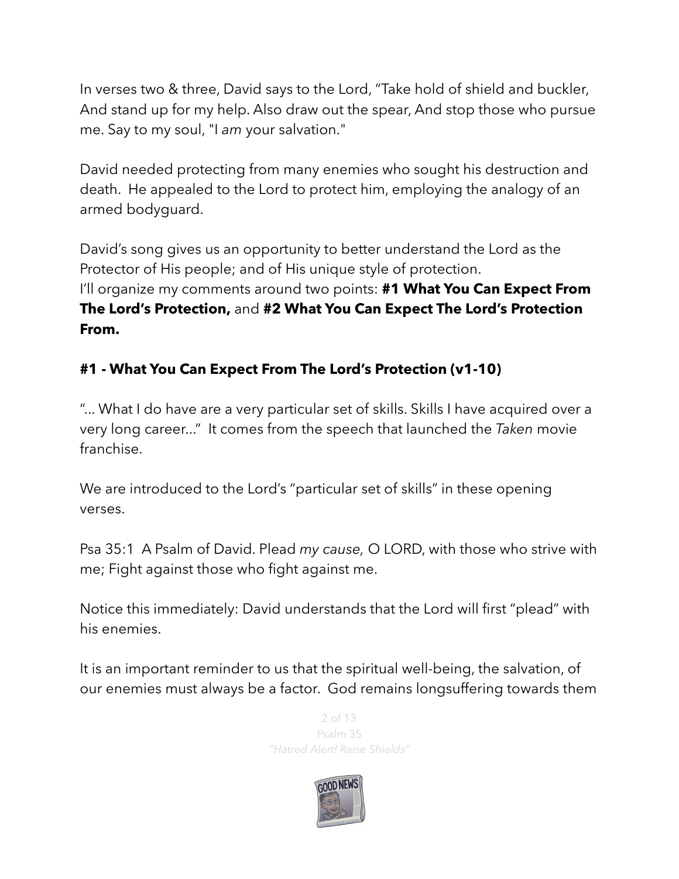In verses two & three, David says to the Lord, "Take hold of shield and buckler, And stand up for my help. Also draw out the spear, And stop those who pursue me. Say to my soul, "I *am* your salvation."

David needed protecting from many enemies who sought his destruction and death. He appealed to the Lord to protect him, employing the analogy of an armed bodyguard.

David's song gives us an opportunity to better understand the Lord as the Protector of His people; and of His unique style of protection.
I'll organize my comments around two points: **#1 What You Can Expect From The Lord's Protection,** and **#2 What You Can Expect The Lord's Protection From.**

### #1 - What You Can Expect From The Lord's Protection (v1-10)

"... What I do have are a very particular set of skills. Skills I have acquired over a very long career..." It comes from the speech that launched the *Taken* movie franchise.

We are introduced to the Lord's "particular set of skills" in these opening verses.

Psa 35:1 A Psalm of David. Plead *my cause,* O LORD, with those who strive with me; Fight against those who fight against me.

Notice this immediately: David understands that the Lord will first "plead" with his enemies.

It is an important reminder to us that the spiritual well-being, the salvation, of our enemies must always be a factor. God remains longsuffering towards them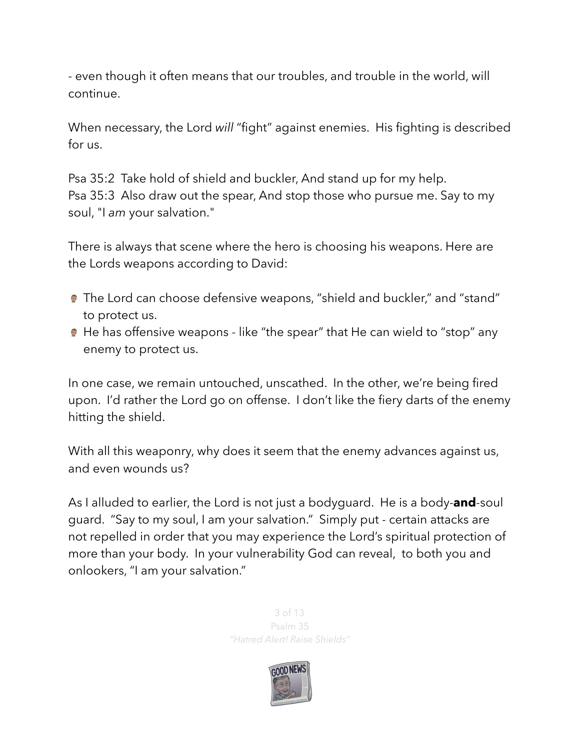- even though it often means that our troubles, and trouble in the world, will continue.

When necessary, the Lord *will* "fight" against enemies. His fighting is described for us.

Psa 35:2 Take hold of shield and buckler, And stand up for my help.
Psa 35:3 Also draw out the spear, And stop those who pursue me. Say to my soul, "I *am* your salvation."

There is always that scene where the hero is choosing his weapons. Here are the Lords weapons according to David:

- The Lord can choose defensive weapons, "shield and buckler," and "stand" to protect us.
- He has offensive weapons - like "the spear" that He can wield to "stop" any enemy to protect us.

In one case, we remain untouched, unscathed. In the other, we're being fired upon. I'd rather the Lord go on offense. I don't like the fiery darts of the enemy hitting the shield.

With all this weaponry, why does it seem that the enemy advances against us, and even wounds us?

As I alluded to earlier, the Lord is not just a bodyguard. He is a body-**and**-soul guard. "Say to my soul, I am your salvation." Simply put - certain attacks are not repelled in order that you may experience the Lord's spiritual protection of more than your body. In your vulnerability God can reveal, to both you and onlookers, "I am your salvation."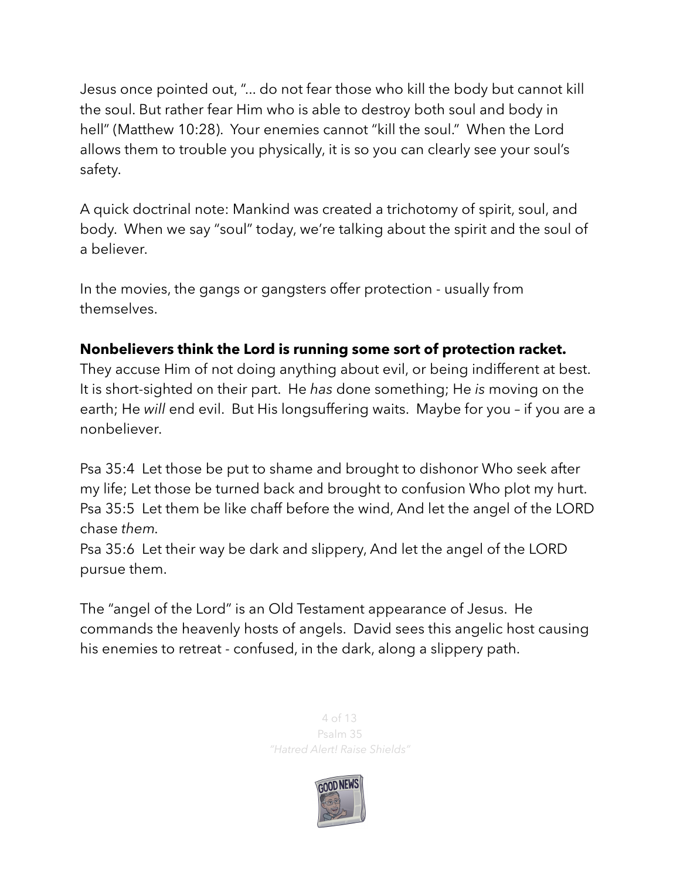Jesus once pointed out, "… do not fear those who kill the body but cannot kill the soul. But rather fear Him who is able to destroy both soul and body in hell" (Matthew 10:28). Your enemies cannot "kill the soul." When the Lord allows them to trouble you physically, it is so you can clearly see your soul's safety.

A quick doctrinal note: Mankind was created a trichotomy of spirit, soul, and body. When we say "soul" today, we're talking about the spirit and the soul of a believer.

In the movies, the gangs or gangsters offer protection - usually from themselves.

**Nonbelievers think the Lord is running some sort of protection racket.** They accuse Him of not doing anything about evil, or being indifferent at best. It is short-sighted on their part. He *has* done something; He *is* moving on the earth; He *will* end evil. But His longsuffering waits. Maybe for you – if you are a nonbeliever.

Psa 35:4 Let those be put to shame and brought to dishonor Who seek after my life; Let those be turned back and brought to confusion Who plot my hurt.
Psa 35:5 Let them be like chaff before the wind, And let the angel of the LORD chase *them*.
Psa 35:6 Let their way be dark and slippery, And let the angel of the LORD pursue them.

The "angel of the Lord" is an Old Testament appearance of Jesus. He commands the heavenly hosts of angels. David sees this angelic host causing his enemies to retreat - confused, in the dark, along a slippery path.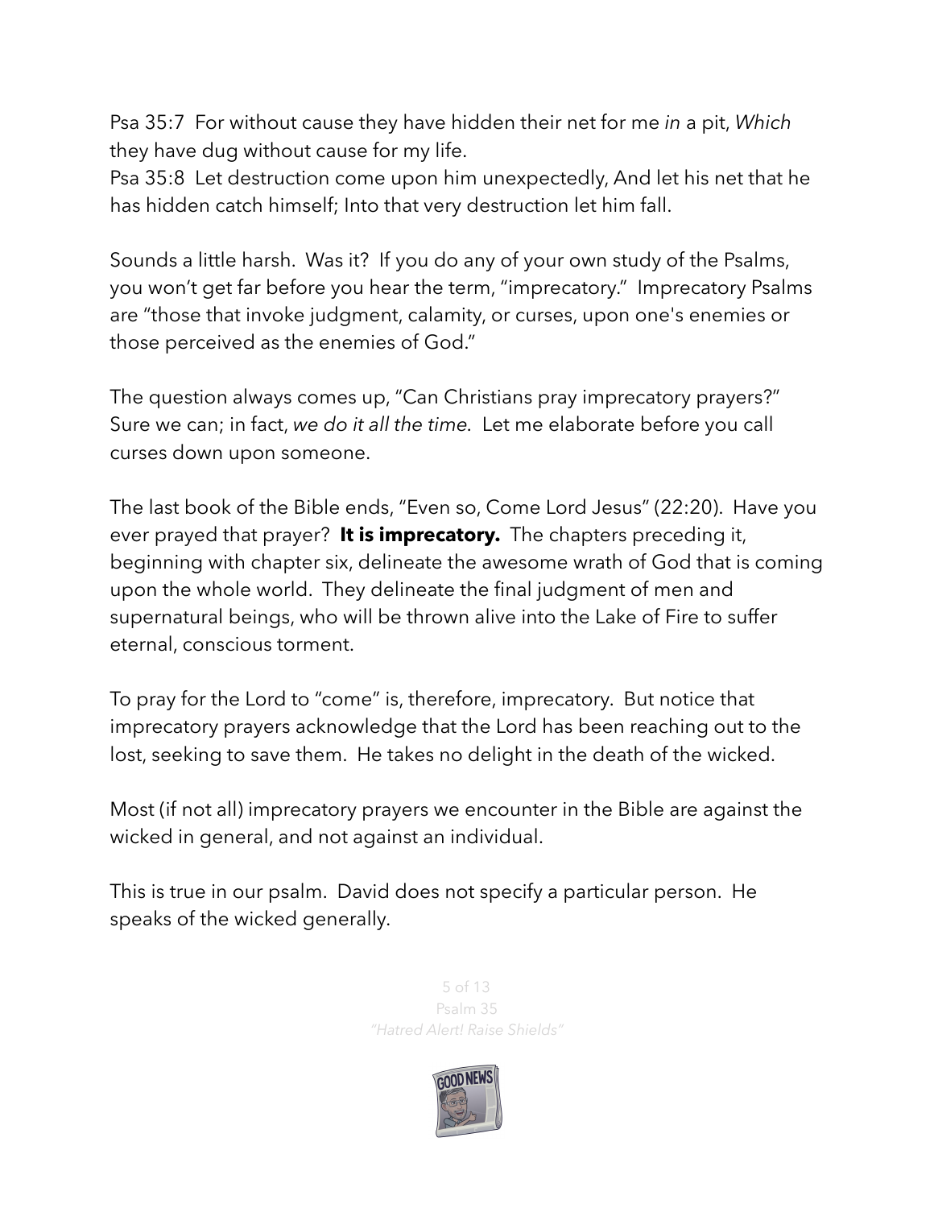Psa 35:7  For without cause they have hidden their net for me *in* a pit, *Which* they have dug without cause for my life.
Psa 35:8  Let destruction come upon him unexpectedly, And let his net that he has hidden catch himself; Into that very destruction let him fall.

Sounds a little harsh.  Was it?  If you do any of your own study of the Psalms, you won't get far before you hear the term, "imprecatory."  Imprecatory Psalms are "those that invoke judgment, calamity, or curses, upon one's enemies or those perceived as the enemies of God."

The question always comes up, "Can Christians pray imprecatory prayers?"  Sure we can; in fact, *we do it all the time*.  Let me elaborate before you call curses down upon someone.

The last book of the Bible ends, "Even so, Come Lord Jesus" (22:20).  Have you ever prayed that prayer?  **It is imprecatory.**  The chapters preceding it, beginning with chapter six, delineate the awesome wrath of God that is coming upon the whole world.  They delineate the final judgment of men and supernatural beings, who will be thrown alive into the Lake of Fire to suffer eternal, conscious torment.

To pray for the Lord to "come" is, therefore, imprecatory.  But notice that imprecatory prayers acknowledge that the Lord has been reaching out to the lost, seeking to save them.  He takes no delight in the death of the wicked.

Most (if not all) imprecatory prayers we encounter in the Bible are against the wicked in general, and not against an individual.

This is true in our psalm.  David does not specify a particular person.  He speaks of the wicked generally.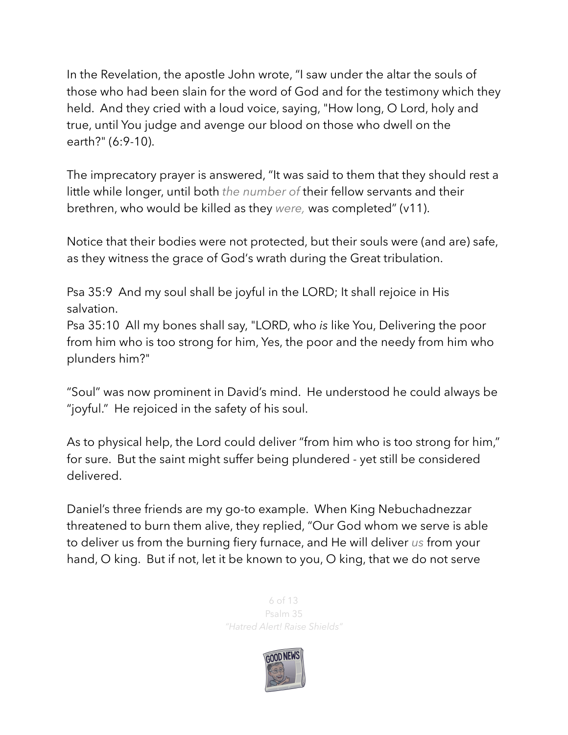In the Revelation, the apostle John wrote, "I saw under the altar the souls of those who had been slain for the word of God and for the testimony which they held. And they cried with a loud voice, saying, "How long, O Lord, holy and true, until You judge and avenge our blood on those who dwell on the earth?" (6:9-10).

The imprecatory prayer is answered, "It was said to them that they should rest a little while longer, until both *the number of* their fellow servants and their brethren, who would be killed as they *were,* was completed" (v11).

Notice that their bodies were not protected, but their souls were (and are) safe, as they witness the grace of God's wrath during the Great tribulation.

Psa 35:9 And my soul shall be joyful in the LORD; It shall rejoice in His salvation.
Psa 35:10 All my bones shall say, "LORD, who *is* like You, Delivering the poor from him who is too strong for him, Yes, the poor and the needy from him who plunders him?"

"Soul" was now prominent in David's mind. He understood he could always be "joyful." He rejoiced in the safety of his soul.

As to physical help, the Lord could deliver "from him who is too strong for him," for sure. But the saint might suffer being plundered - yet still be considered delivered.

Daniel's three friends are my go-to example. When King Nebuchadnezzar threatened to burn them alive, they replied, "Our God whom we serve is able to deliver us from the burning fiery furnace, and He will deliver *us* from your hand, O king. But if not, let it be known to you, O king, that we do not serve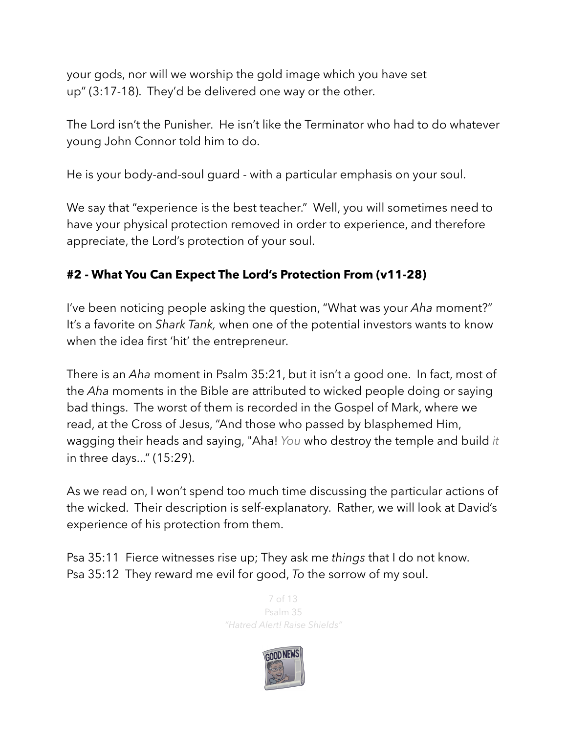your gods, nor will we worship the gold image which you have set up" (3:17-18). They'd be delivered one way or the other.

The Lord isn't the Punisher. He isn't like the Terminator who had to do whatever young John Connor told him to do.

He is your body-and-soul guard - with a particular emphasis on your soul.

We say that "experience is the best teacher." Well, you will sometimes need to have your physical protection removed in order to experience, and therefore appreciate, the Lord's protection of your soul.

## #2 - What You Can Expect The Lord's Protection From (v11-28)

I've been noticing people asking the question, "What was your *Aha* moment?" It's a favorite on *Shark Tank,* when one of the potential investors wants to know when the idea first 'hit' the entrepreneur.

There is an *Aha* moment in Psalm 35:21, but it isn't a good one. In fact, most of the *Aha* moments in the Bible are attributed to wicked people doing or saying bad things. The worst of them is recorded in the Gospel of Mark, where we read, at the Cross of Jesus, "And those who passed by blasphemed Him, wagging their heads and saying, "Aha! *You* who destroy the temple and build *it* in three days..." (15:29).

As we read on, I won't spend too much time discussing the particular actions of the wicked. Their description is self-explanatory. Rather, we will look at David's experience of his protection from them.

Psa 35:11 Fierce witnesses rise up; They ask me *things* that I do not know.
Psa 35:12 They reward me evil for good, *To* the sorrow of my soul.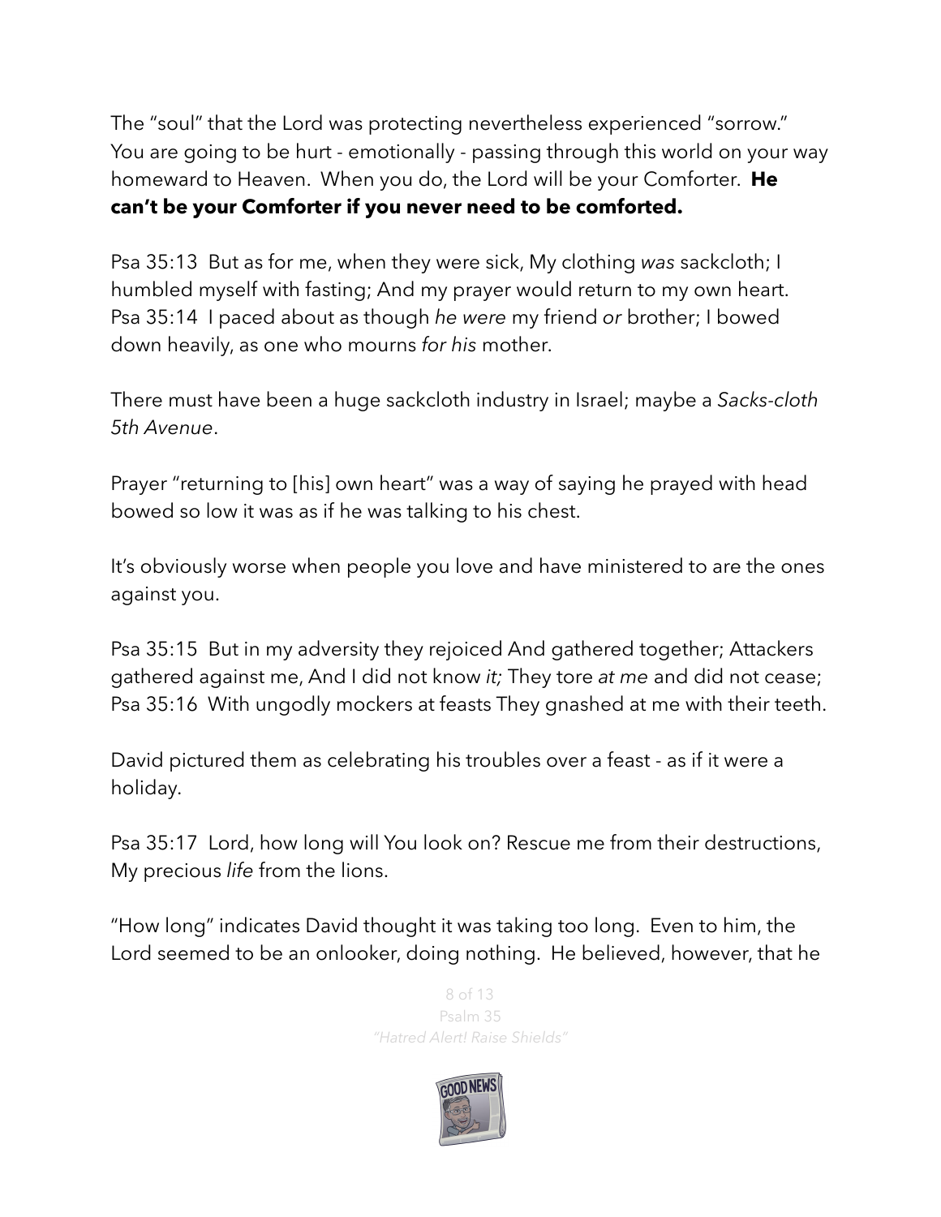The “soul” that the Lord was protecting nevertheless experienced “sorrow.” You are going to be hurt - emotionally - passing through this world on your way homeward to Heaven. When you do, the Lord will be your Comforter. **He can’t be your Comforter if you never need to be comforted.**

Psa 35:13 But as for me, when they were sick, My clothing *was* sackcloth; I humbled myself with fasting; And my prayer would return to my own heart.
Psa 35:14 I paced about as though *he were* my friend *or* brother; I bowed down heavily, as one who mourns *for his* mother.

There must have been a huge sackcloth industry in Israel; maybe a *Sacks-cloth 5th Avenue*.

Prayer “returning to [his] own heart” was a way of saying he prayed with head bowed so low it was as if he was talking to his chest.

It’s obviously worse when people you love and have ministered to are the ones against you.

Psa 35:15 But in my adversity they rejoiced And gathered together; Attackers gathered against me, And I did not know *it;* They tore *at me* and did not cease;
Psa 35:16 With ungodly mockers at feasts They gnashed at me with their teeth.

David pictured them as celebrating his troubles over a feast - as if it were a holiday.

Psa 35:17 Lord, how long will You look on? Rescue me from their destructions, My precious *life* from the lions.

“How long” indicates David thought it was taking too long. Even to him, the Lord seemed to be an onlooker, doing nothing. He believed, however, that he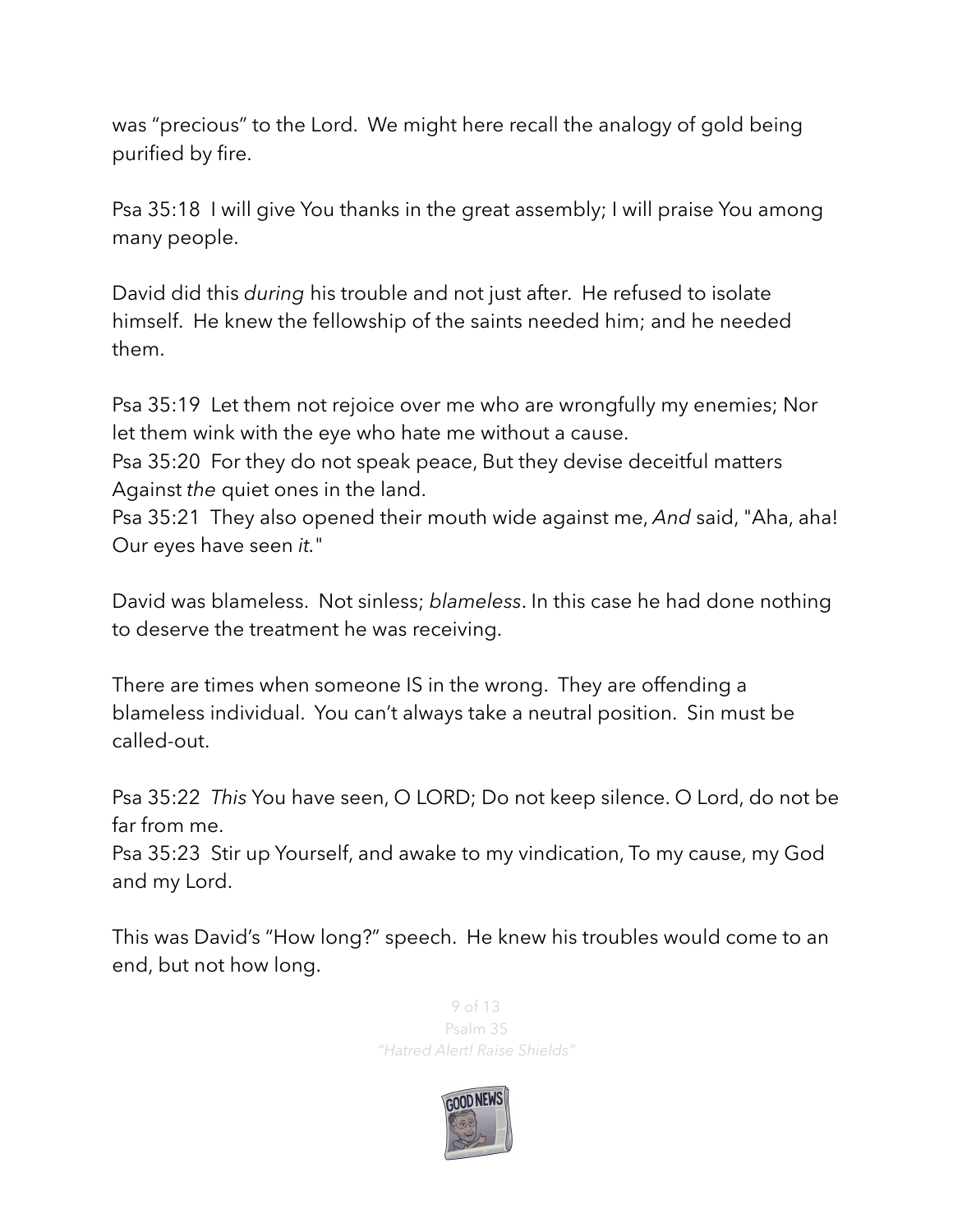was "precious" to the Lord. We might here recall the analogy of gold being purified by fire.

Psa 35:18 I will give You thanks in the great assembly; I will praise You among many people.

David did this *during* his trouble and not just after. He refused to isolate himself. He knew the fellowship of the saints needed him; and he needed them.

Psa 35:19 Let them not rejoice over me who are wrongfully my enemies; Nor let them wink with the eye who hate me without a cause.
Psa 35:20 For they do not speak peace, But they devise deceitful matters Against *the* quiet ones in the land.
Psa 35:21 They also opened their mouth wide against me, *And* said, "Aha, aha! Our eyes have seen *it*."

David was blameless. Not sinless; *blameless*. In this case he had done nothing to deserve the treatment he was receiving.

There are times when someone IS in the wrong. They are offending a blameless individual. You can't always take a neutral position. Sin must be called-out.

Psa 35:22 *This* You have seen, O LORD; Do not keep silence. O Lord, do not be far from me.
Psa 35:23 Stir up Yourself, and awake to my vindication, To my cause, my God and my Lord.

This was David's "How long?" speech. He knew his troubles would come to an end, but not how long.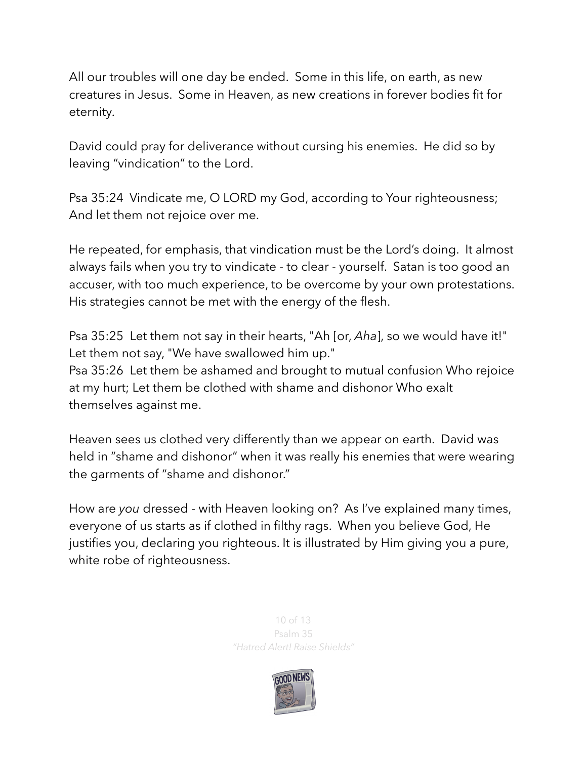All our troubles will one day be ended. Some in this life, on earth, as new creatures in Jesus. Some in Heaven, as new creations in forever bodies fit for eternity.

David could pray for deliverance without cursing his enemies. He did so by leaving "vindication" to the Lord.

Psa 35:24 Vindicate me, O LORD my God, according to Your righteousness; And let them not rejoice over me.

He repeated, for emphasis, that vindication must be the Lord's doing. It almost always fails when you try to vindicate - to clear - yourself. Satan is too good an accuser, with too much experience, to be overcome by your own protestations. His strategies cannot be met with the energy of the flesh.

Psa 35:25 Let them not say in their hearts, "Ah [or, *Aha*], so we would have it!" Let them not say, "We have swallowed him up."
Psa 35:26 Let them be ashamed and brought to mutual confusion Who rejoice at my hurt; Let them be clothed with shame and dishonor Who exalt themselves against me.

Heaven sees us clothed very differently than we appear on earth. David was held in "shame and dishonor" when it was really his enemies that were wearing the garments of "shame and dishonor."

How are *you* dressed - with Heaven looking on? As I've explained many times, everyone of us starts as if clothed in filthy rags. When you believe God, He justifies you, declaring you righteous. It is illustrated by Him giving you a pure, white robe of righteousness.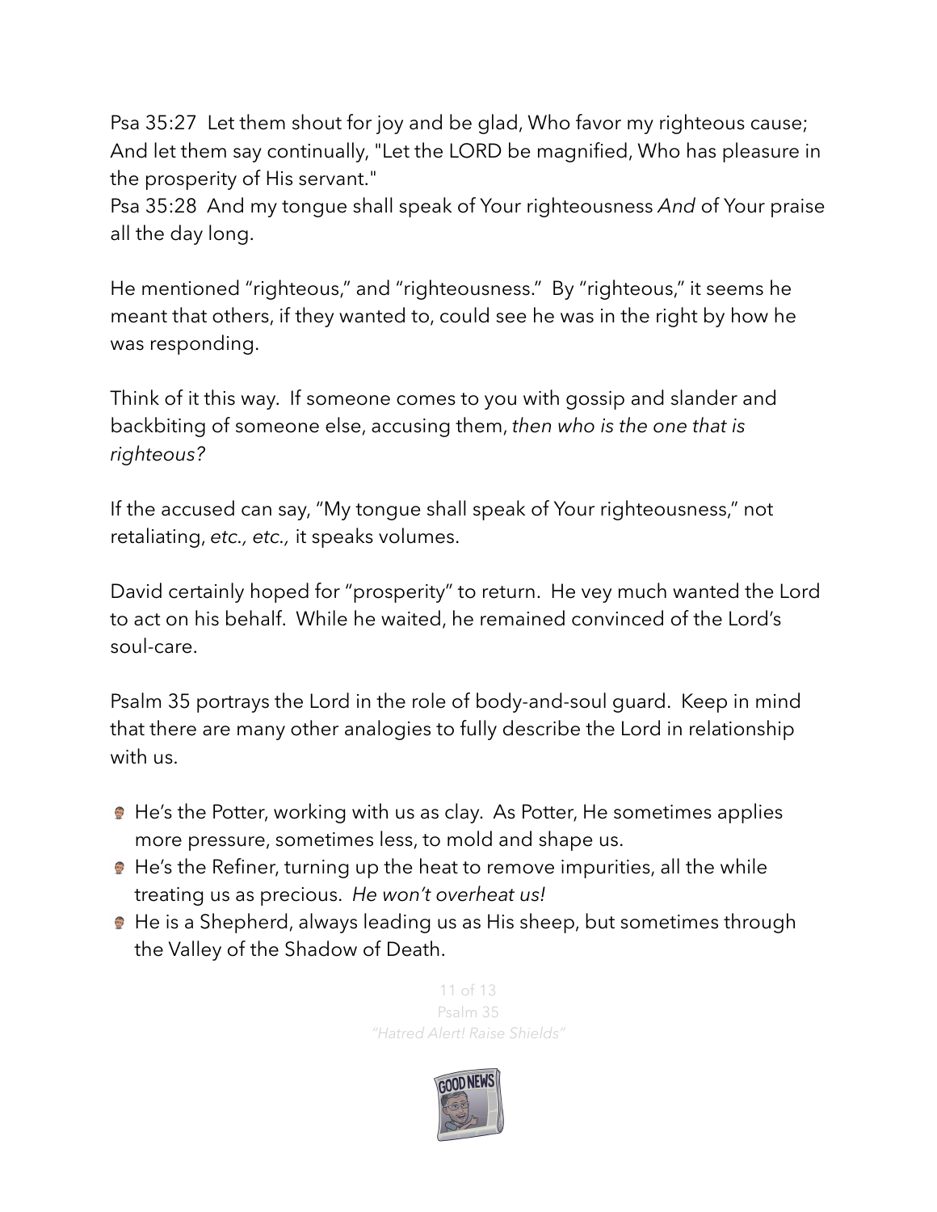Psa 35:27 Let them shout for joy and be glad, Who favor my righteous cause; And let them say continually, "Let the LORD be magnified, Who has pleasure in the prosperity of His servant."
Psa 35:28 And my tongue shall speak of Your righteousness *And* of Your praise all the day long.

He mentioned "righteous," and "righteousness." By "righteous," it seems he meant that others, if they wanted to, could see he was in the right by how he was responding.

Think of it this way. If someone comes to you with gossip and slander and backbiting of someone else, accusing them, *then who is the one that is righteous?*

If the accused can say, "My tongue shall speak of Your righteousness," not retaliating, *etc., etc.,* it speaks volumes.

David certainly hoped for "prosperity" to return. He vey much wanted the Lord to act on his behalf. While he waited, he remained convinced of the Lord's soul-care.

Psalm 35 portrays the Lord in the role of body-and-soul guard. Keep in mind that there are many other analogies to fully describe the Lord in relationship with us.

- He's the Potter, working with us as clay. As Potter, He sometimes applies more pressure, sometimes less, to mold and shape us.
- He's the Refiner, turning up the heat to remove impurities, all the while treating us as precious. *He won't overheat us!*
- He is a Shepherd, always leading us as His sheep, but sometimes through the Valley of the Shadow of Death.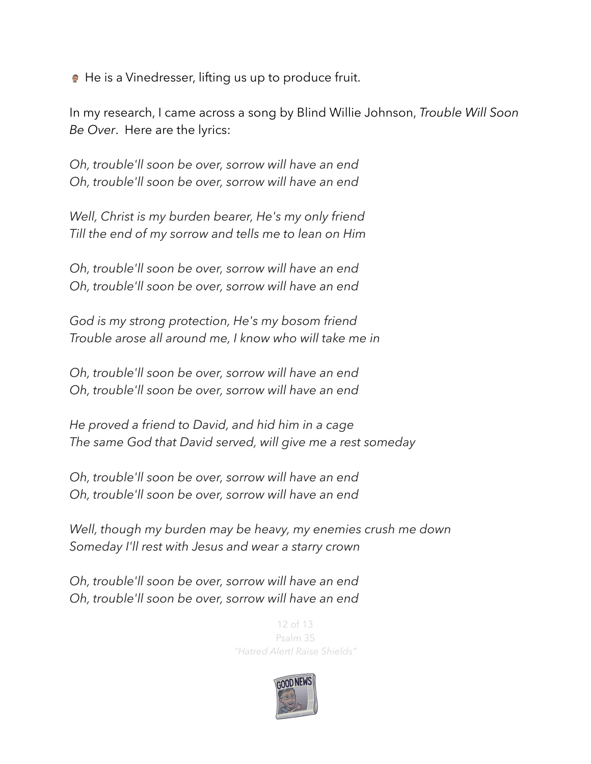He is a Vinedresser, lifting us up to produce fruit.

In my research, I came across a song by Blind Willie Johnson, *Trouble Will Soon Be Over*. Here are the lyrics:

*Oh, trouble'll soon be over, sorrow will have an end*
*Oh, trouble'll soon be over, sorrow will have an end*

*Well, Christ is my burden bearer, He's my only friend*
*Till the end of my sorrow and tells me to lean on Him*

*Oh, trouble'll soon be over, sorrow will have an end*
*Oh, trouble'll soon be over, sorrow will have an end*

*God is my strong protection, He's my bosom friend*
*Trouble arose all around me, I know who will take me in*

*Oh, trouble'll soon be over, sorrow will have an end*
*Oh, trouble'll soon be over, sorrow will have an end*

*He proved a friend to David, and hid him in a cage*
*The same God that David served, will give me a rest someday*

*Oh, trouble'll soon be over, sorrow will have an end*
*Oh, trouble'll soon be over, sorrow will have an end*

*Well, though my burden may be heavy, my enemies crush me down*
*Someday I'll rest with Jesus and wear a starry crown*

*Oh, trouble'll soon be over, sorrow will have an end*
*Oh, trouble'll soon be over, sorrow will have an end*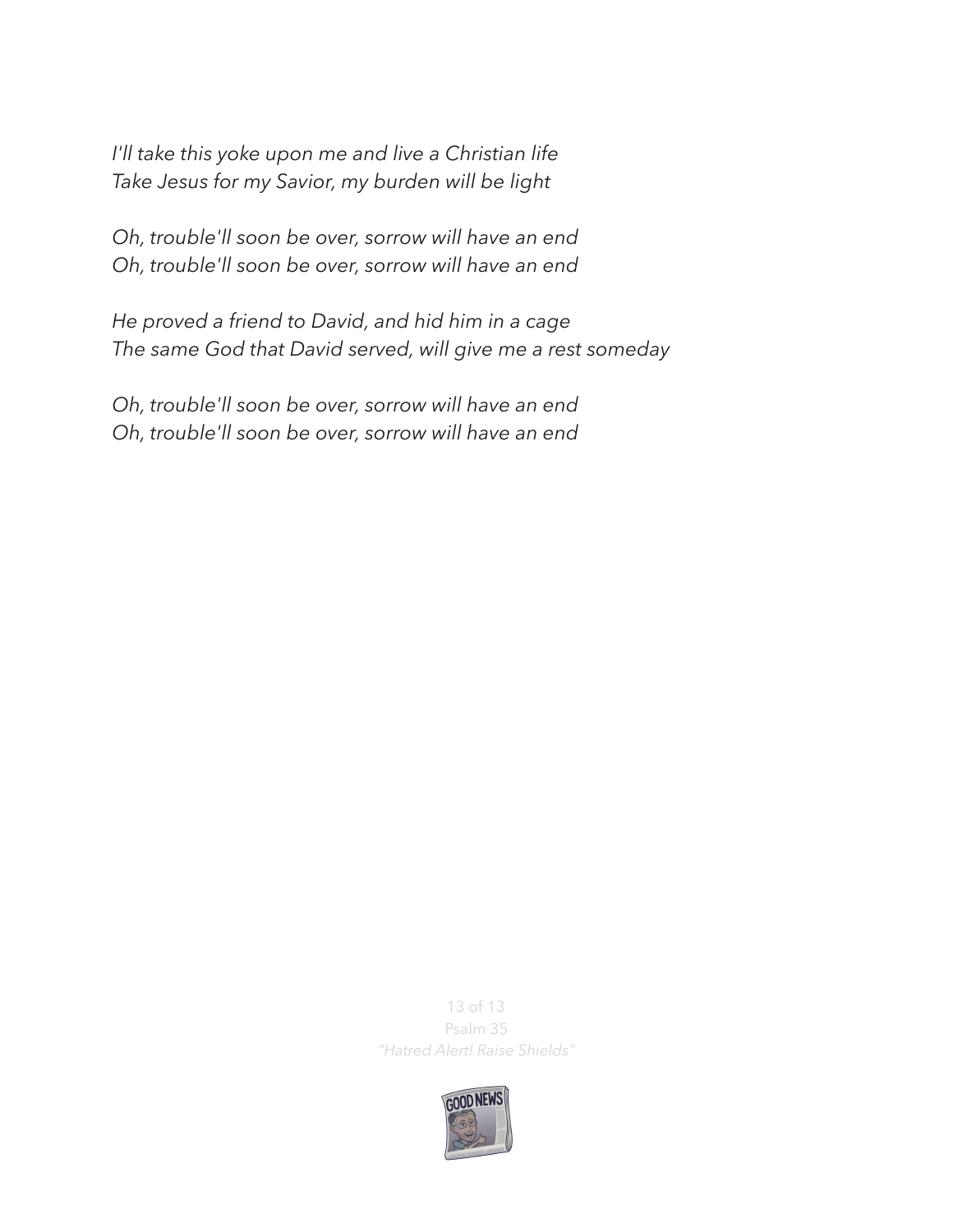*I'll take this yoke upon me and live a Christian life*
*Take Jesus for my Savior, my burden will be light*

*Oh, trouble'll soon be over, sorrow will have an end*
*Oh, trouble'll soon be over, sorrow will have an end*

*He proved a friend to David, and hid him in a cage*
*The same God that David served, will give me a rest someday*

*Oh, trouble'll soon be over, sorrow will have an end*
*Oh, trouble'll soon be over, sorrow will have an end*